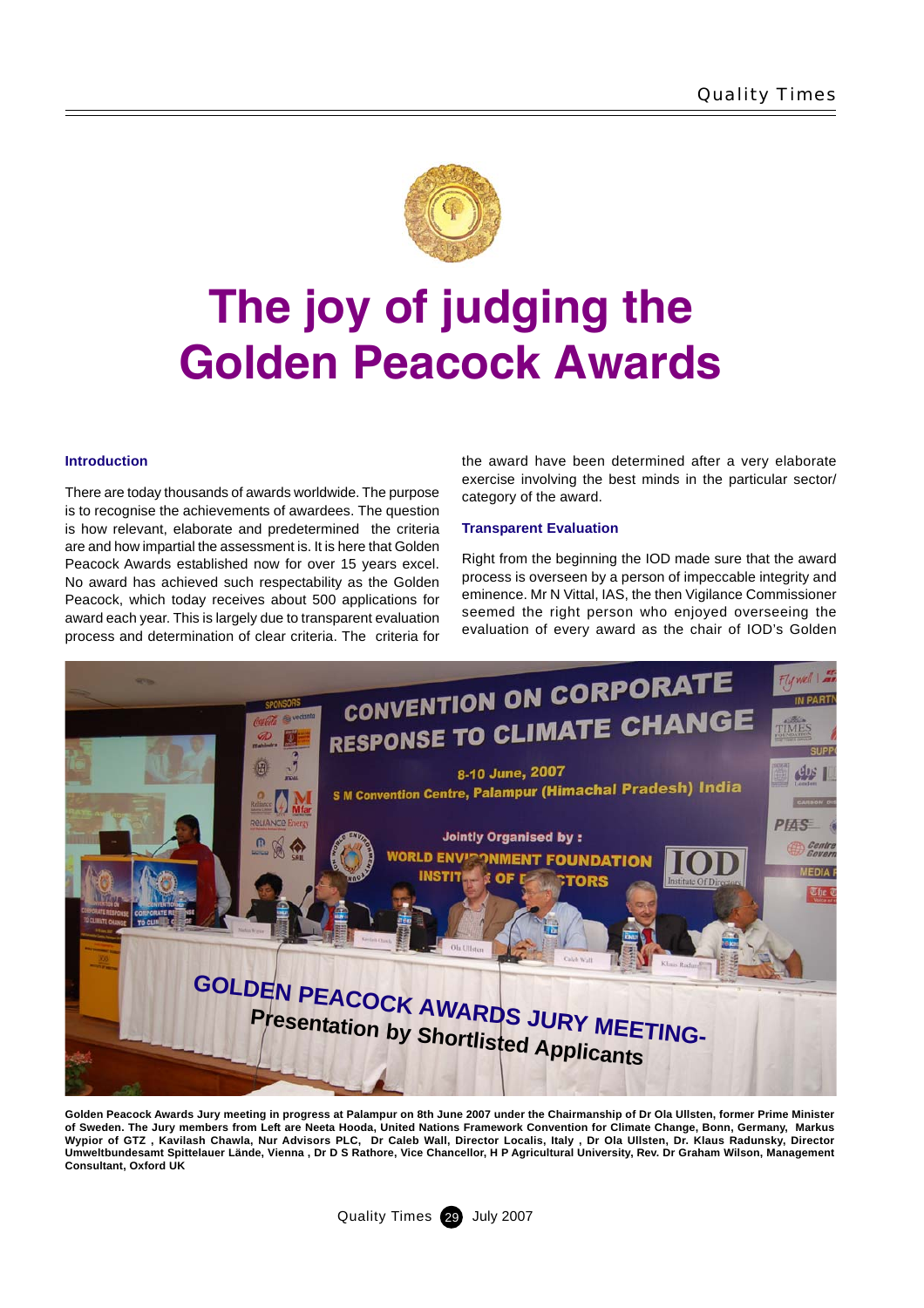# The joy of judging the Golden Peacock Awards

### Introduction

There are today thousands of awards worldwide. The purpose is to recognise the achievements of awardees. The question is how relevant, elaborate and predetermined the criteria are and how impartial the assessment is. It is here that Golden Peacock Awards established now for over 15 years excel. No award has achieved such respectability as the Golden Peacock, which today receives about 500 applications for award each year. This is largely due to transparent evaluation process and determination of clear criteria. The criteria for the award have been determined after a very elaborate exercise involving the best minds in the particular sector/ category of the award.

### Transparent Evaluation

Right from the beginning the IOD made sure that the award process is overseen by a person of impeccable integrity and eminence. Mr N Vittal, IAS, the then Vigilance Commissioner seemed the right person who enjoyed overseeing the evaluation of every award as the chair of IOD's Golden

**Golden Peacock Awards Jury meeting in progress at Palampur on 8th June 2007 under the Chairmanship of Dr Ola Ullsten, former Prime Minister of Sweden. The Jury members from Left are Neeta Hooda, United Nations Framework Convention for Climate Change, Bonn, Germany, Markus Wypior of GTZ , Kavilash Chawla, Nur Advisors PLC, Dr Caleb Wall, Director Localis, Italy , Dr Ola Ullsten, Dr. Klaus Radunsky, Director Umweltbundesamt Spittelauer Lände, Vienna , Dr D S Rathore, Vice Chancellor, H P Agricultural University, Rev. Dr Graham Wilson, Management Consultant, Oxford UK**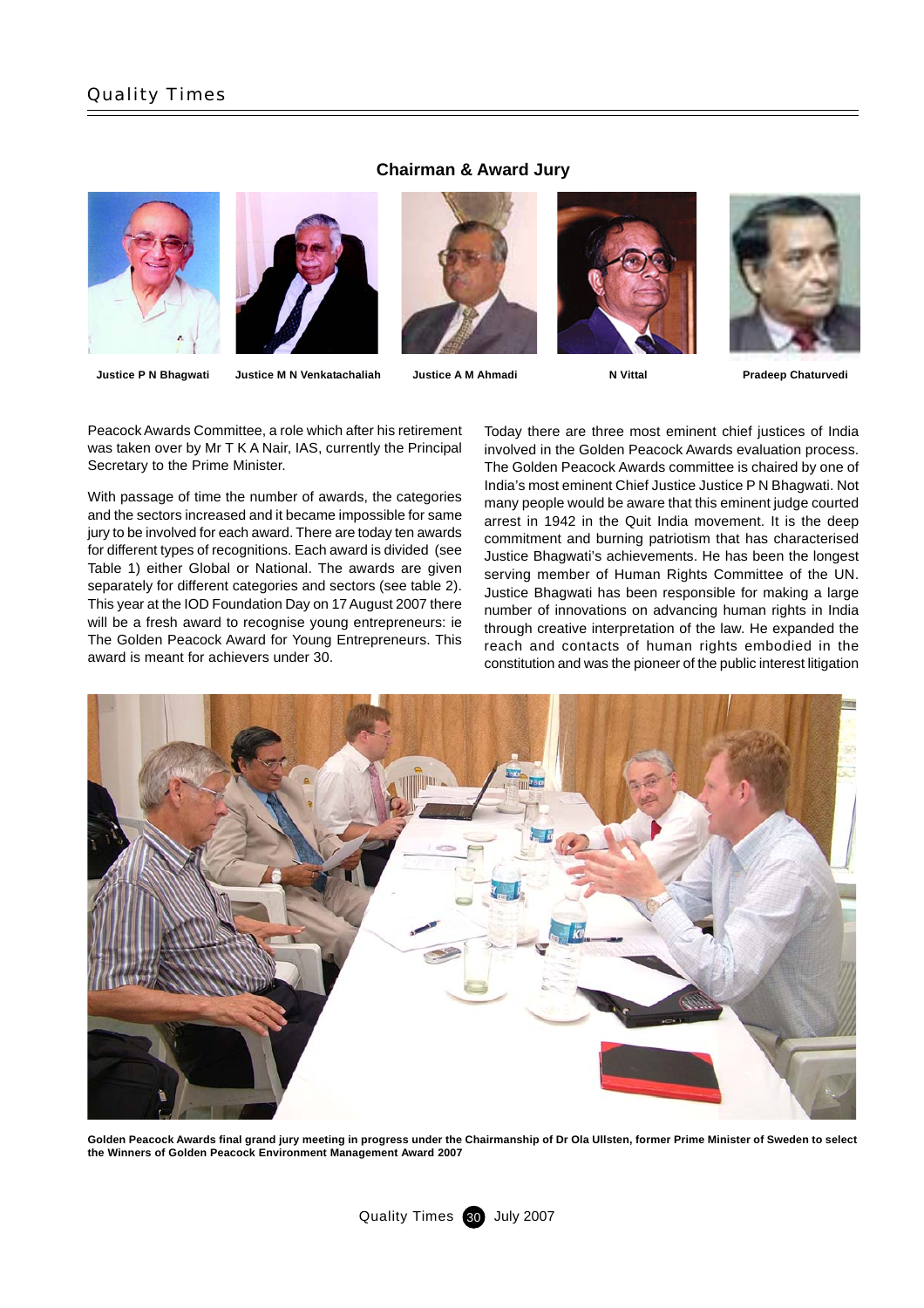## Chairman & Award Jury

Justice P N Bhagwati | Justice M N Venkatachaliah | Justice A M Ahmadi | N Vittal | Pradeep Chaturvedi

Peacock Awards Committee, a role which after his retirement was taken over by Mr T K A Nair, IAS, currently the Principal Secretary to the Prime Minister.

With passage of time the number of awards, the categories and the sectors increased and it became impossible for same jury to be involved for each award. There are today ten awards for different types of recognitions. Each award is divided (see Table 1) either Global or National. The awards are given separately for different categories and sectors (see table 2). This year at the IOD Foundation Day on 17 August 2007 there will be a fresh award to recognise young entrepreneurs: ie The Golden Peacock Award for Young Entrepreneurs. This award is meant for achievers under 30.

Today there are three most eminent chief justices of India involved in the Golden Peacock Awards evaluation process. The Golden Peacock Awards committee is chaired by one of India's most eminent Chief Justice Justice P N Bhagwati. Not many people would be aware that this eminent judge courted arrest in 1942 in the Quit India movement. It is the deep commitment and burning patriotism that has characterised Justice Bhagwati's achievements. He has been the longest serving member of Human Rights Committee of the UN. Justice Bhagwati has been responsible for making a large number of innovations on advancing human rights in India through creative interpretation of the law. He expanded the reach and contacts of human rights embodied in the constitution and was the pioneer of the public interest litigation

**Golden Peacock Awards final grand jury meeting in progress under the Chairmanship of Dr Ola Ullsten, former Prime Minister of Sweden to select the Winners of Golden Peacock Environment Management Award 2007**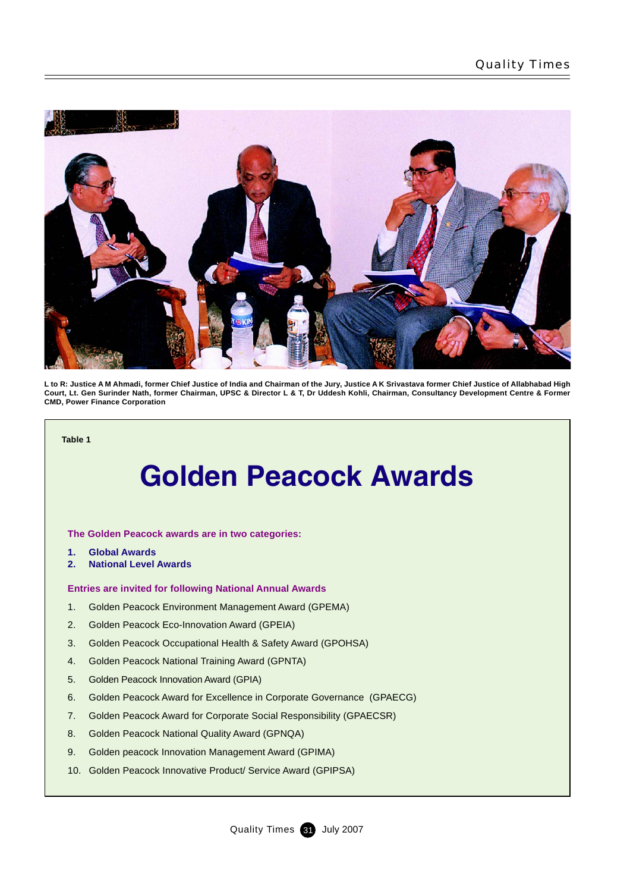L to R: Justice A M Ahmadi, former Chief Justice of India and Chairman of the Jury, Justice A K Srivastava former Chief Justice of Allahabad High Court, Lt. Gen Surinder Nath, former Chairman, UPSC & Director L & T, Dr Uddesh Kohli, Chairman, Consultancy Development Centre & Former CMD, Power Finance Corporation

**Table 1**

# Golden Peacock Awards

**The Golden Peacock awards are in two categories:**

1. **Global Awards**
2. **National Level Awards**

**Entries are invited for following National Annual Awards**

1. Golden Peacock Environment Management Award (GPEMA)
2. Golden Peacock Eco-Innovation Award (GPEIA)
3. Golden Peacock Occupational Health & Safety Award (GPOHSA)
4. Golden Peacock National Training Award (GPNTA)
5. Golden Peacock Innovation Award (GPIA)
6. Golden Peacock Award for Excellence in Corporate Governance (GPAECG)
7. Golden Peacock Award for Corporate Social Responsibility (GPAECSR)
8. Golden Peacock National Quality Award (GPNQA)
9. Golden peacock Innovation Management Award (GPIMA)
10. Golden Peacock Innovative Product/ Service Award (GPIPSA)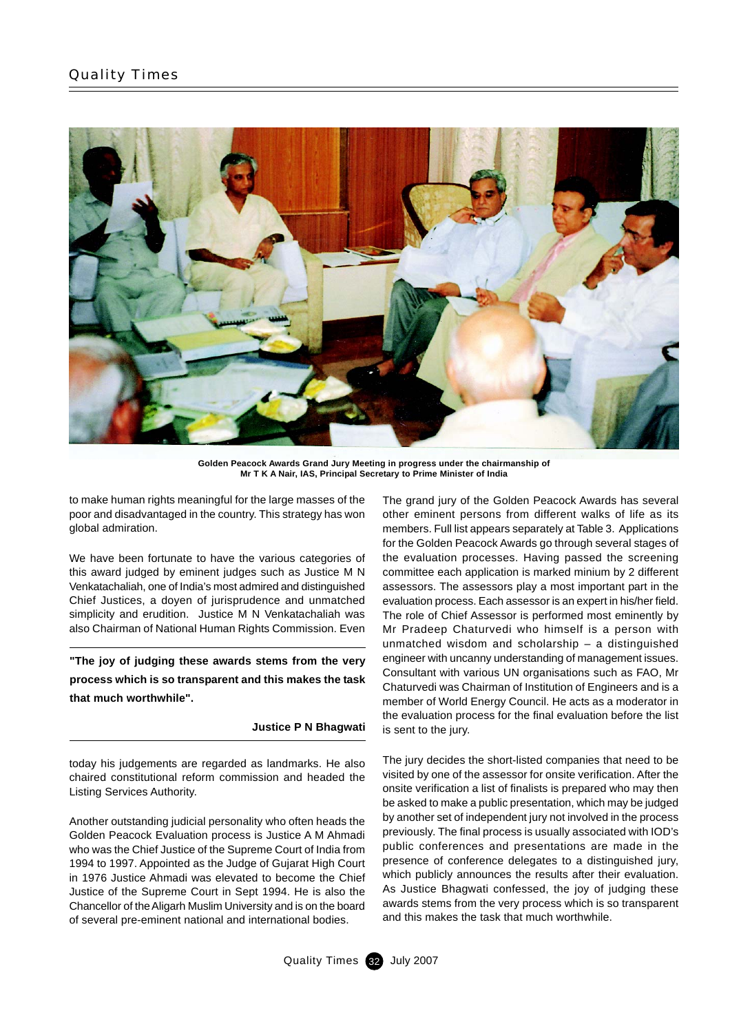Golden Peacock Awards Grand Jury Meeting in progress under the chairmanship of Mr T K A Nair, IAS, Principal Secretary to Prime Minister of India

to make human rights meaningful for the large masses of the poor and disadvantaged in the country. This strategy has won global admiration.

We have been fortunate to have the various categories of this award judged by eminent judges such as Justice M N Venkatachaliah, one of India's most admired and distinguished Chief Justices, a doyen of jurisprudence and unmatched simplicity and erudition. Justice M N Venkatachaliah was also Chairman of National Human Rights Commission. Even today his judgements are regarded as landmarks. He also chaired constitutional reform commission and headed the Listing Services Authority.

> **"The joy of judging these awards stems from the very process which is so transparent and this makes the task that much worthwhile".**
>
> **Justice P N Bhagwati**

Another outstanding judicial personality who often heads the Golden Peacock Evaluation process is Justice A M Ahmadi who was the Chief Justice of the Supreme Court of India from 1994 to 1997. Appointed as the Judge of Gujarat High Court in 1976 Justice Ahmadi was elevated to become the Chief Justice of the Supreme Court in Sept 1994. He is also the Chancellor of the Aligarh Muslim University and is on the board of several pre-eminent national and international bodies.

The grand jury of the Golden Peacock Awards has several other eminent persons from different walks of life as its members. Full list appears separately at Table 3. Applications for the Golden Peacock Awards go through several stages of the evaluation processes. Having passed the screening committee each application is marked minium by 2 different assessors. The assessors play a most important part in the evaluation process. Each assessor is an expert in his/her field. The role of Chief Assessor is performed most eminently by Mr Pradeep Chaturvedi who himself is a person with unmatched wisdom and scholarship – a distinguished engineer with uncanny understanding of management issues. Consultant with various UN organisations such as FAO, Mr Chaturvedi was Chairman of Institution of Engineers and is a member of World Energy Council. He acts as a moderator in the evaluation process for the final evaluation before the list is sent to the jury.

The jury decides the short-listed companies that need to be visited by one of the assessor for onsite verification. After the onsite verification a list of finalists is prepared who may then be asked to make a public presentation, which may be judged by another set of independent jury not involved in the process previously. The final process is usually associated with IOD's public conferences and presentations are made in the presence of conference delegates to a distinguished jury, which publicly announces the results after their evaluation. As Justice Bhagwati confessed, the joy of judging these awards stems from the very process which is so transparent and this makes the task that much worthwhile.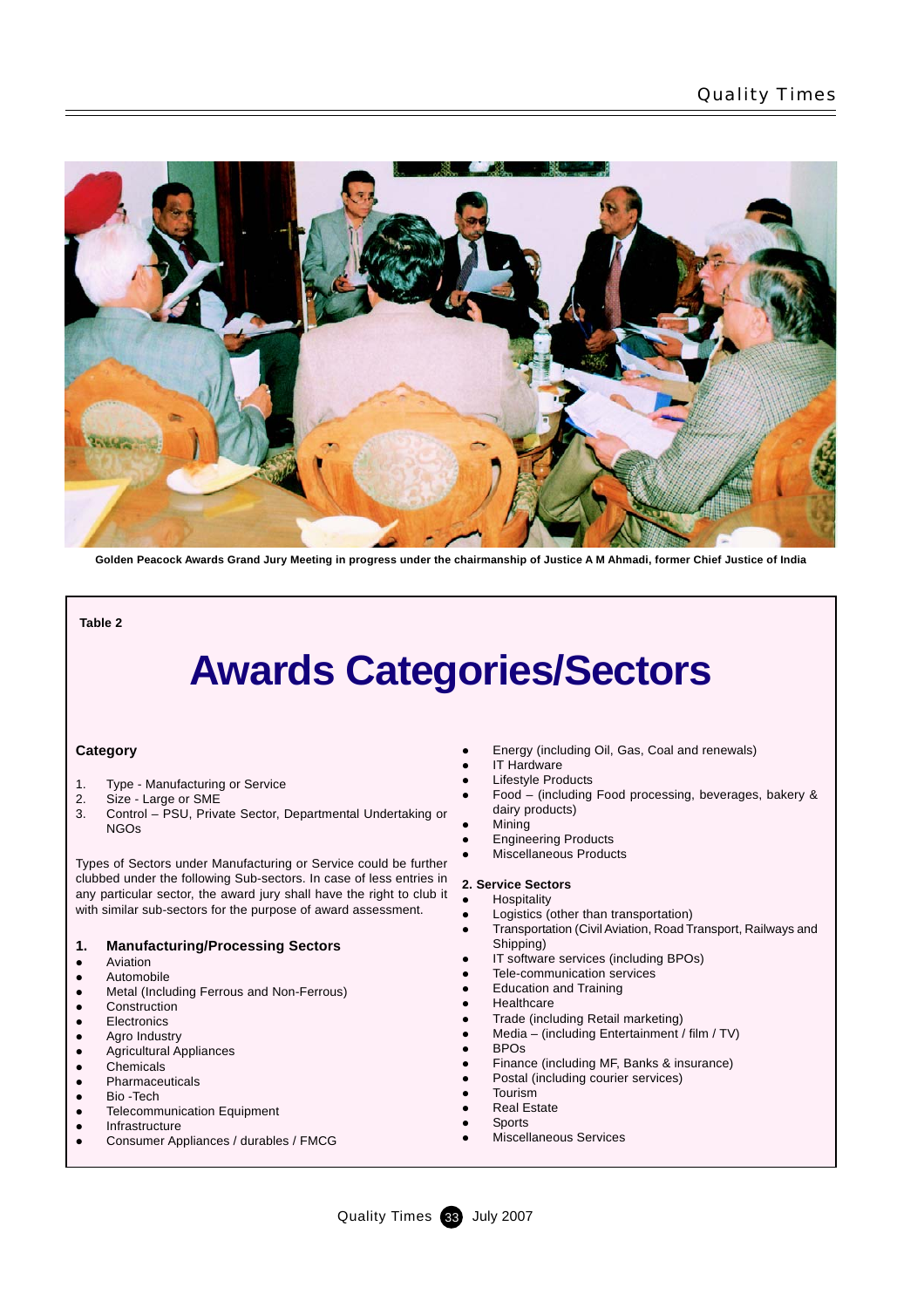Golden Peacock Awards Grand Jury Meeting in progress under the chairmanship of Justice A M Ahmadi, former Chief Justice of India

**Table 2**

# Awards Categories/Sectors

### Category

1. Type - Manufacturing or Service
2. Size - Large or SME
3. Control – PSU, Private Sector, Departmental Undertaking or NGOs

Types of Sectors under Manufacturing or Service could be further clubbed under the following Sub-sectors. In case of less entries in any particular sector, the award jury shall have the right to club it with similar sub-sectors for the purpose of award assessment.

### 1. Manufacturing/Processing Sectors

- Aviation
- Automobile
- Metal (Including Ferrous and Non-Ferrous)
- Construction
- Electronics
- Agro Industry
- Agricultural Appliances
- Chemicals
- Pharmaceuticals
- Bio -Tech
- Telecommunication Equipment
- Infrastructure
- Consumer Appliances / durables / FMCG
- Energy (including Oil, Gas, Coal and renewals)
- IT Hardware
- Lifestyle Products
- Food – (including Food processing, beverages, bakery & dairy products)
- Mining
- Engineering Products
- Miscellaneous Products

### 2. Service Sectors

- Hospitality
- Logistics (other than transportation)
- Transportation (Civil Aviation, Road Transport, Railways and Shipping)
- IT software services (including BPOs)
- Tele-communication services
- Education and Training
- Healthcare
- Trade (including Retail marketing)
- Media – (including Entertainment / film / TV)
- BPOs
- Finance (including MF, Banks & insurance)
- Postal (including courier services)
- Tourism
- Real Estate
- Sports
- Miscellaneous Services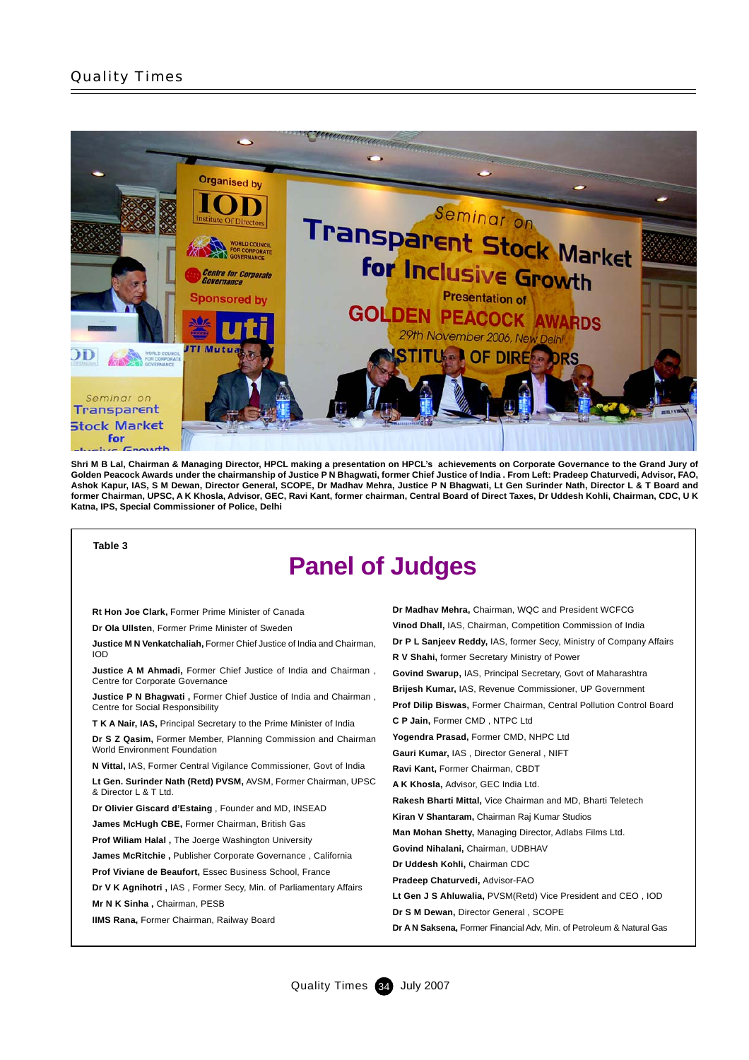**Shri M B Lal, Chairman & Managing Director, HPCL making a presentation on HPCL's achievements on Corporate Governance to the Grand Jury of Golden Peacock Awards under the chairmanship of Justice P N Bhagwati, former Chief Justice of India . From Left: Pradeep Chaturvedi, Advisor, FAO, Ashok Kapur, IAS, S M Dewan, Director General, SCOPE, Dr Madhav Mehra, Justice P N Bhagwati, Lt Gen Surinder Nath, Director L & T Board and former Chairman, UPSC, A K Khosla, Advisor, GEC, Ravi Kant, former chairman, Central Board of Direct Taxes, Dr Uddesh Kohli, Chairman, CDC, U K Katna, IPS, Special Commissioner of Police, Delhi**

**Table 3**

## Panel of Judges

**Rt Hon Joe Clark,** Former Prime Minister of Canada

**Dr Ola Ullsten**, Former Prime Minister of Sweden

**Justice M N Venkatchaliah,** Former Chief Justice of India and Chairman, IOD

**Justice A M Ahmadi,** Former Chief Justice of India and Chairman , Centre for Corporate Governance

**Justice P N Bhagwati ,** Former Chief Justice of India and Chairman , Centre for Social Responsibility

**T K A Nair, IAS,** Principal Secretary to the Prime Minister of India

**Dr S Z Qasim,** Former Member, Planning Commission and Chairman World Environment Foundation

**N Vittal,** IAS, Former Central Vigilance Commissioner, Govt of India

**Lt Gen. Surinder Nath (Retd) PVSM,** AVSM, Former Chairman, UPSC & Director L & T Ltd.

**Dr Olivier Giscard d'Estaing** , Founder and MD, INSEAD

**James McHugh CBE,** Former Chairman, British Gas

**Prof Wiliam Halal ,** The Joerge Washington University

**James McRitchie ,** Publisher Corporate Governance , California

**Prof Viviane de Beaufort,** Essec Business School, France

**Dr V K Agnihotri ,** IAS , Former Secy, Min. of Parliamentary Affairs

**Mr N K Sinha ,** Chairman, PESB

**IIMS Rana,** Former Chairman, Railway Board

**Dr Madhav Mehra,** Chairman, WQC and President WCFCG

**Vinod Dhall,** IAS, Chairman, Competition Commission of India

**Dr P L Sanjeev Reddy,** IAS, former Secy, Ministry of Company Affairs

**R V Shahi,** former Secretary Ministry of Power

**Govind Swarup,** IAS, Principal Secretary, Govt of Maharashtra

**Brijesh Kumar,** IAS, Revenue Commissioner, UP Government

**Prof Dilip Biswas,** Former Chairman, Central Pollution Control Board

**C P Jain,** Former CMD , NTPC Ltd

**Yogendra Prasad,** Former CMD, NHPC Ltd

**Gauri Kumar,** IAS , Director General , NIFT

**Ravi Kant,** Former Chairman, CBDT

**A K Khosla,** Advisor, GEC India Ltd.

**Rakesh Bharti Mittal,** Vice Chairman and MD, Bharti Teletech

**Kiran V Shantaram,** Chairman Raj Kumar Studios

**Man Mohan Shetty,** Managing Director, Adlabs Films Ltd.

**Govind Nihalani,** Chairman, UDBHAV

**Dr Uddesh Kohli,** Chairman CDC

**Pradeep Chaturvedi,** Advisor-FAO

**Lt Gen J S Ahluwalia,** PVSM(Retd) Vice President and CEO , IOD

**Dr S M Dewan,** Director General , SCOPE

**Dr A N Saksena,** Former Financial Adv, Min. of Petroleum & Natural Gas